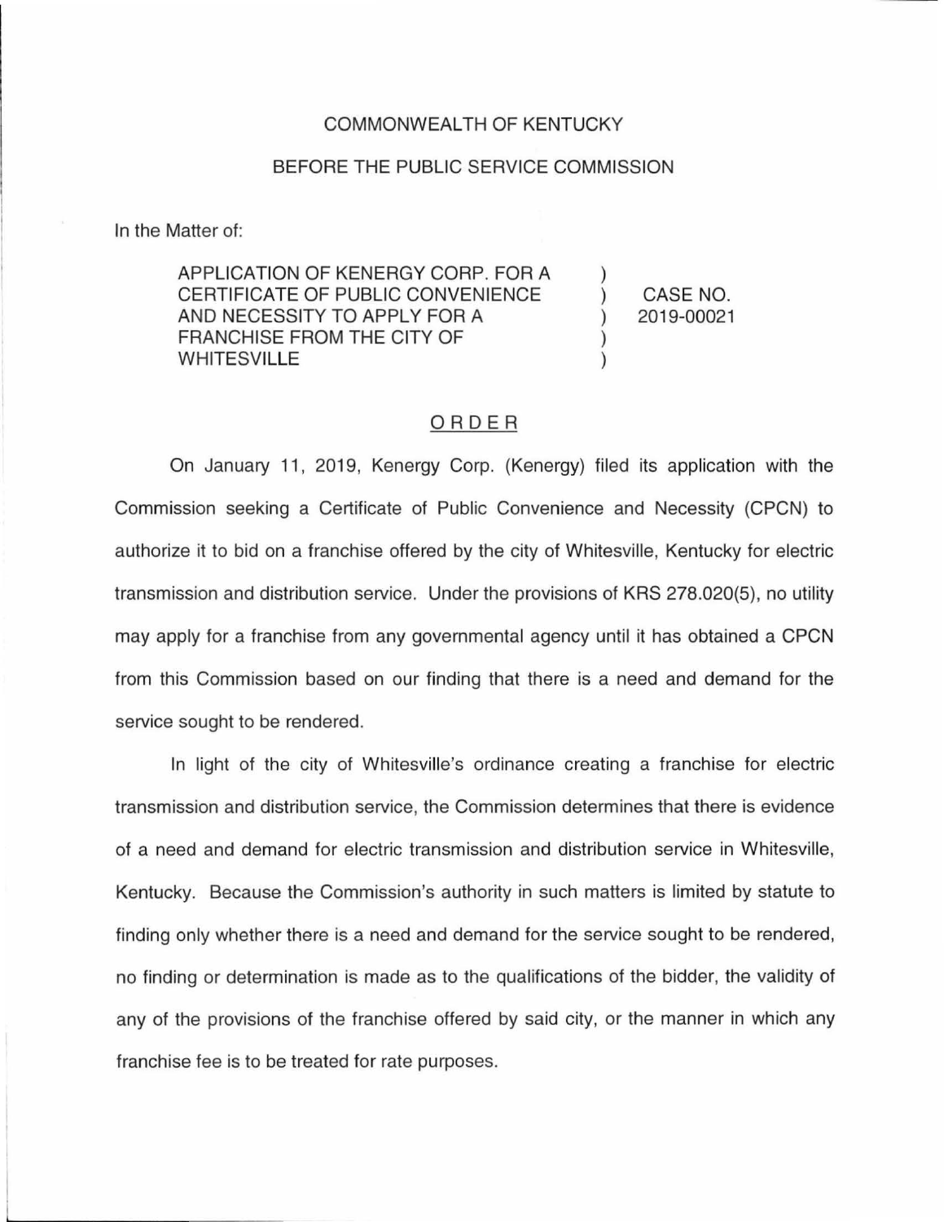COMMONWEALTH OF KENTUCKY

BEFORE THE PUBLIC SERVICE COMMISSION

In the Matter of:

| | | |
|---|---|---|
| APPLICATION OF KENERGY CORP. FOR A CERTIFICATE OF PUBLIC CONVENIENCE AND NECESSITY TO APPLY FOR A FRANCHISE FROM THE CITY OF WHITESVILLE | ) ) ) ) ) | CASE NO. 2019-00021 |

# ORDER

On January 11, 2019, Kenergy Corp. (Kenergy) filed its application with the Commission seeking a Certificate of Public Convenience and Necessity (CPCN) to authorize it to bid on a franchise offered by the city of Whitesville, Kentucky for electric transmission and distribution service. Under the provisions of KRS 278.020(5), no utility may apply for a franchise from any governmental agency until it has obtained a CPCN from this Commission based on our finding that there is a need and demand for the service sought to be rendered.

In light of the city of Whitesville's ordinance creating a franchise for electric transmission and distribution service, the Commission determines that there is evidence of a need and demand for electric transmission and distribution service in Whitesville, Kentucky. Because the Commission's authority in such matters is limited by statute to finding only whether there is a need and demand for the service sought to be rendered, no finding or determination is made as to the qualifications of the bidder, the validity of any of the provisions of the franchise offered by said city, or the manner in which any franchise fee is to be treated for rate purposes.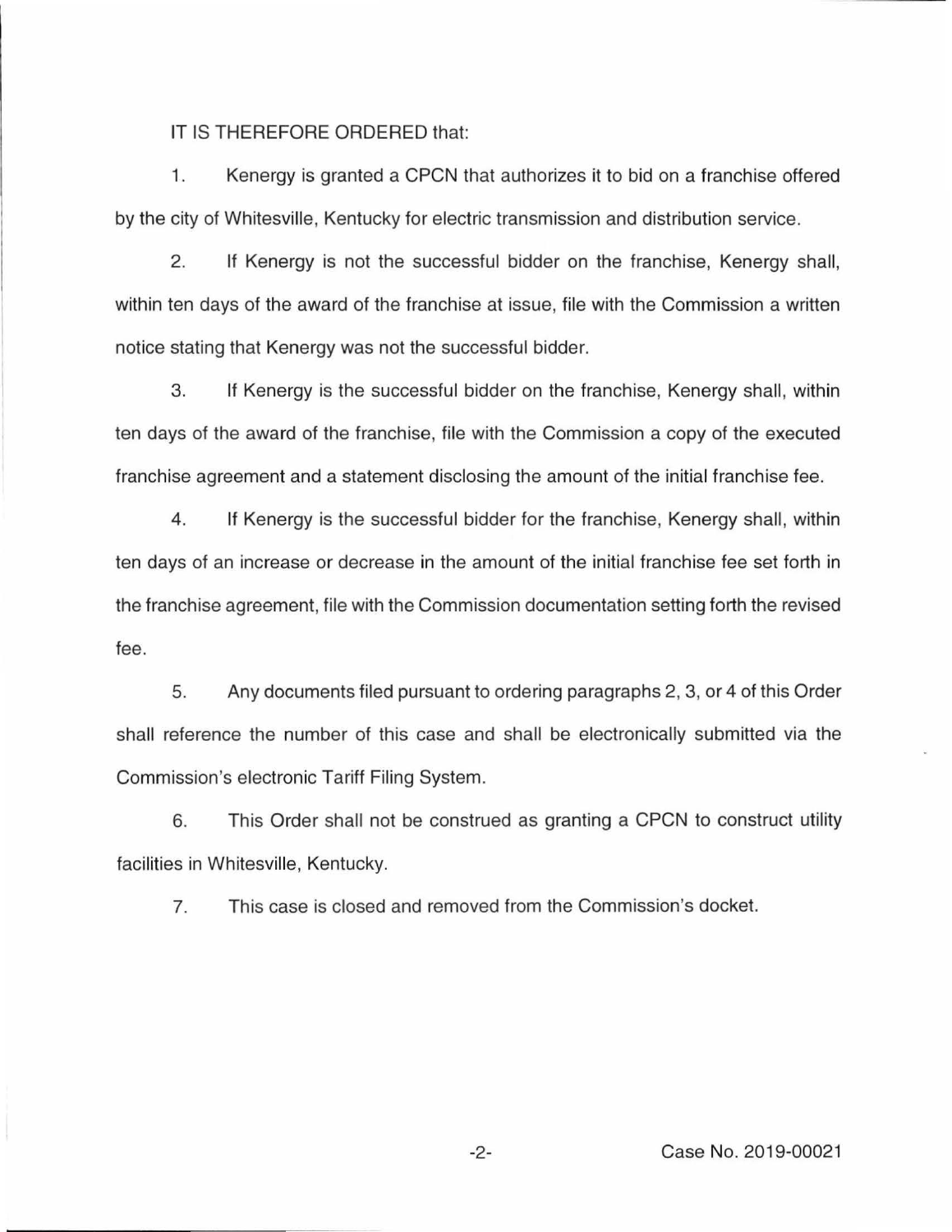IT IS THEREFORE ORDERED that:

1. Kenergy is granted a CPCN that authorizes it to bid on a franchise offered by the city of Whitesville, Kentucky for electric transmission and distribution service.

2. If Kenergy is not the successful bidder on the franchise, Kenergy shall, within ten days of the award of the franchise at issue, file with the Commission a written notice stating that Kenergy was not the successful bidder.

3. If Kenergy is the successful bidder on the franchise, Kenergy shall, within ten days of the award of the franchise, file with the Commission a copy of the executed franchise agreement and a statement disclosing the amount of the initial franchise fee.

4. If Kenergy is the successful bidder for the franchise, Kenergy shall, within ten days of an increase or decrease in the amount of the initial franchise fee set forth in the franchise agreement, file with the Commission documentation setting forth the revised fee.

5. Any documents filed pursuant to ordering paragraphs 2, 3, or 4 of this Order shall reference the number of this case and shall be electronically submitted via the Commission's electronic Tariff Filing System.

6. This Order shall not be construed as granting a CPCN to construct utility facilities in Whitesville, Kentucky.

7. This case is closed and removed from the Commission's docket.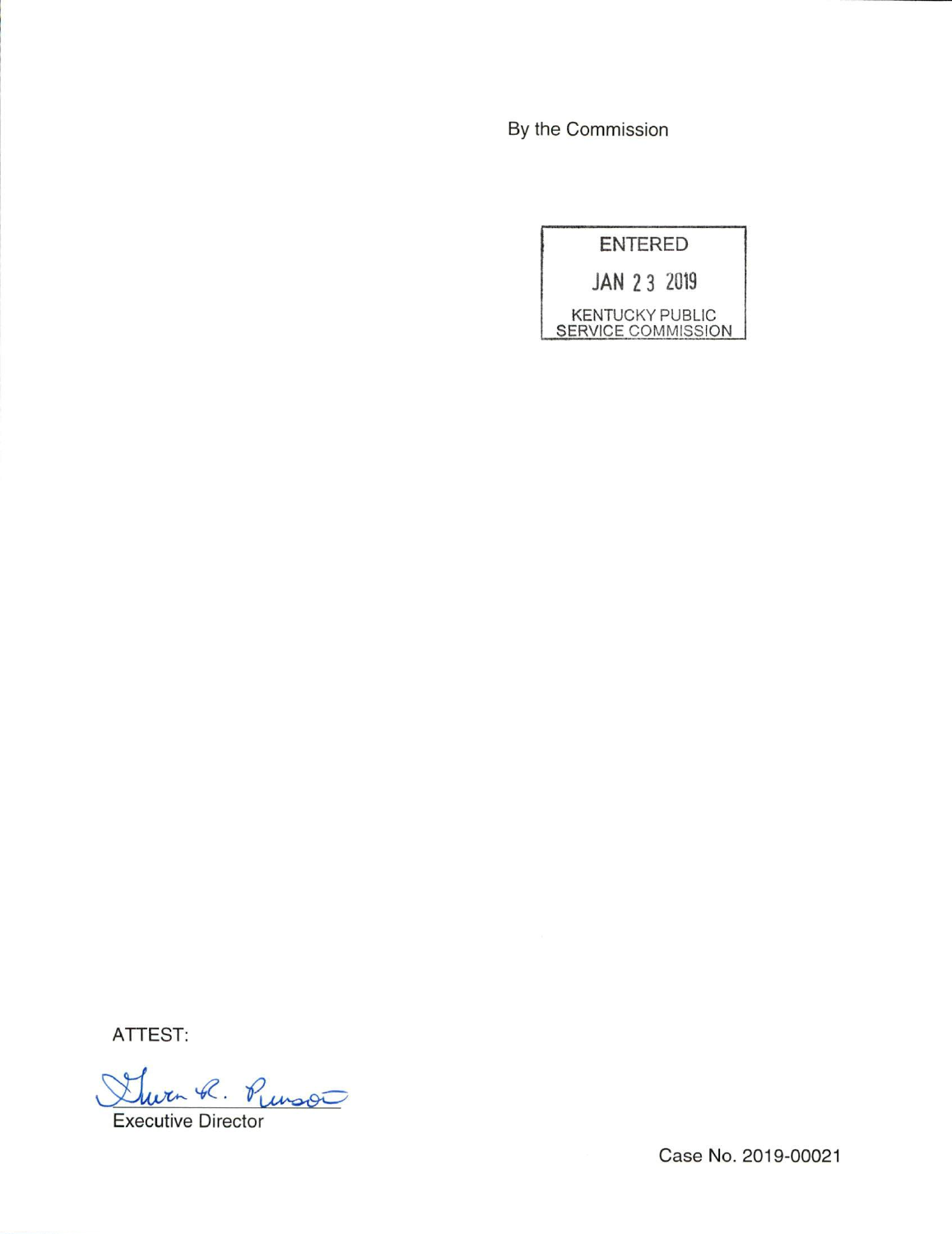By the Commission

ENTERED

JAN 23 2019

KENTUCKY PUBLIC SERVICE COMMISSION

ATTEST:

Executive Director

Case No. 2019-00021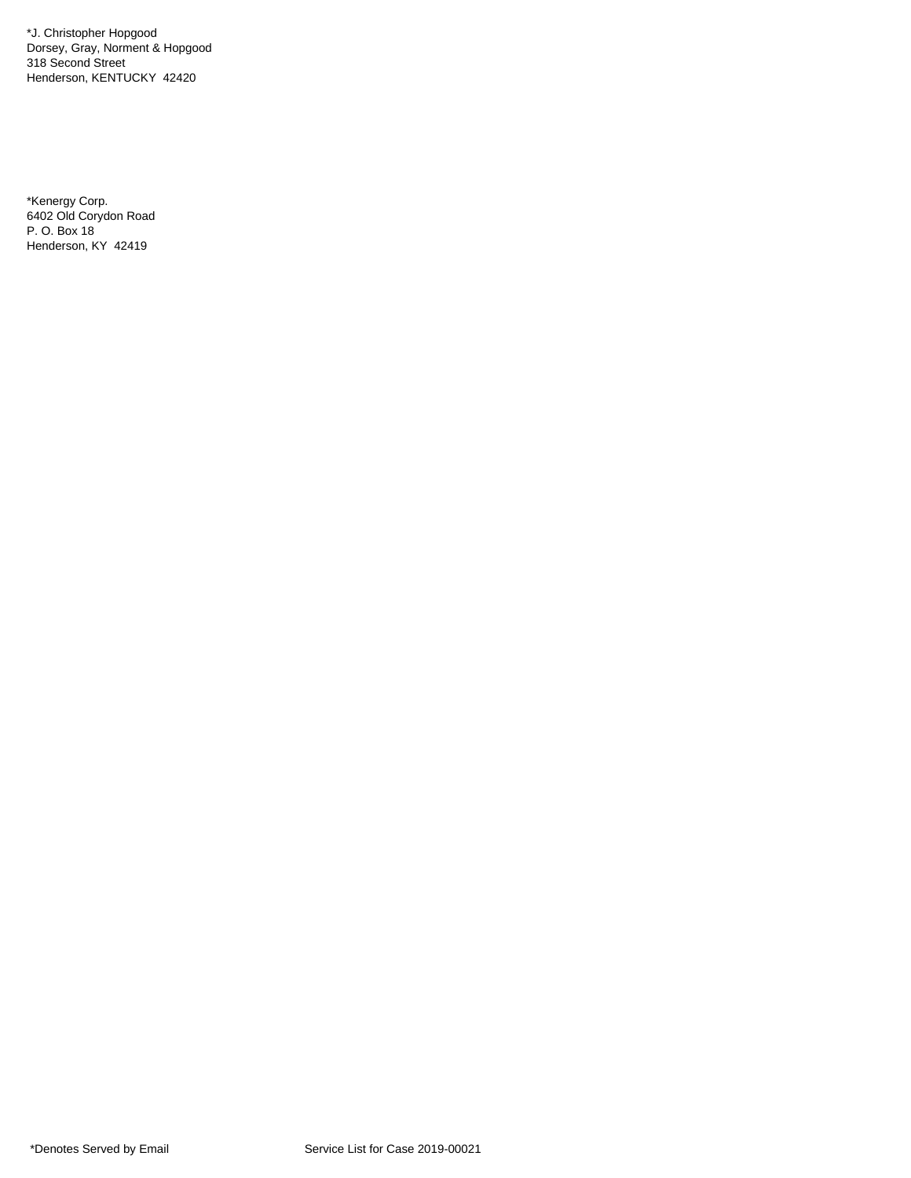*J. Christopher Hopgood
Dorsey, Gray, Norment & Hopgood
318 Second Street
Henderson, KENTUCKY  42420

*Kenergy Corp.
6402 Old Corydon Road
P. O. Box 18
Henderson, KY  42419